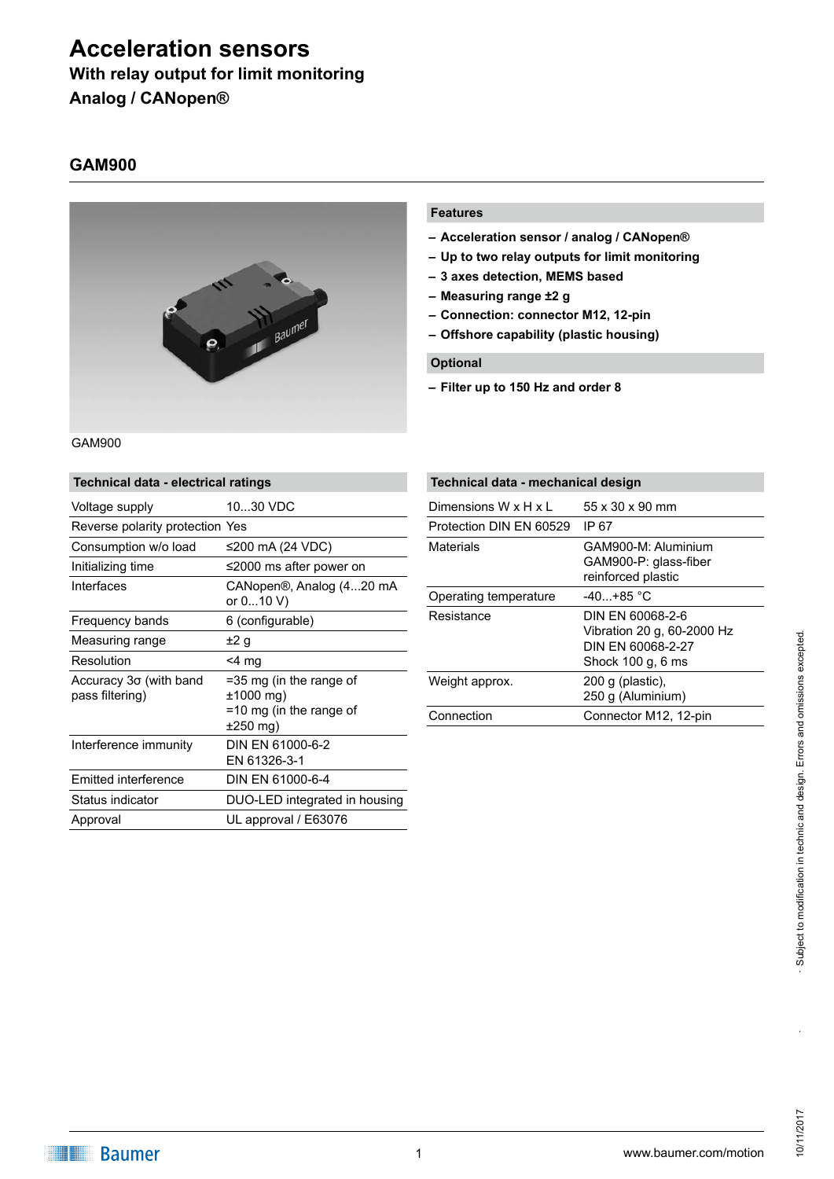# Acceleration sensors

## With relay output for limit monitoring

## Analog / CANopen®

### GAM900

GAM900

#### Features

- Acceleration sensor / analog / CANopen®
- Up to two relay outputs for limit monitoring
- 3 axes detection, MEMS based
- Measuring range ±2 g
- Connection: connector M12, 12-pin
- Offshore capability (plastic housing)

#### Optional

- Filter up to 150 Hz and order 8

#### Technical data - electrical ratings

| | |
|---|---|
| Voltage supply | 10...30 VDC |
| Reverse polarity protection | Yes |
| Consumption w/o load | ≤200 mA (24 VDC) |
| Initializing time | ≤2000 ms after power on |
| Interfaces | CANopen®, Analog (4...20 mA or 0...10 V) |
| Frequency bands | 6 (configurable) |
| Measuring range | ±2 g |
| Resolution | <4 mg |
| Accuracy 3σ (with band pass filtering) | =35 mg (in the range of ±1000 mg)<br>=10 mg (in the range of ±250 mg) |
| Interference immunity | DIN EN 61000-6-2<br>EN 61326-3-1 |
| Emitted interference | DIN EN 61000-6-4 |
| Status indicator | DUO-LED integrated in housing |
| Approval | UL approval / E63076 |

#### Technical data - mechanical design

| | |
|---|---|
| Dimensions W x H x L | 55 x 30 x 90 mm |
| Protection DIN EN 60529 | IP 67 |
| Materials | GAM900-M: Aluminium<br>GAM900-P: glass-fiber reinforced plastic |
| Operating temperature | -40...+85 °C |
| Resistance | DIN EN 60068-2-6<br>Vibration 20 g, 60-2000 Hz<br>DIN EN 60068-2-27<br>Shock 100 g, 6 ms |
| Weight approx. | 200 g (plastic),<br>250 g (Aluminium) |
| Connection | Connector M12, 12-pin |

Subject to modification in technic and design. Errors and omissions excepted.

10/11/2017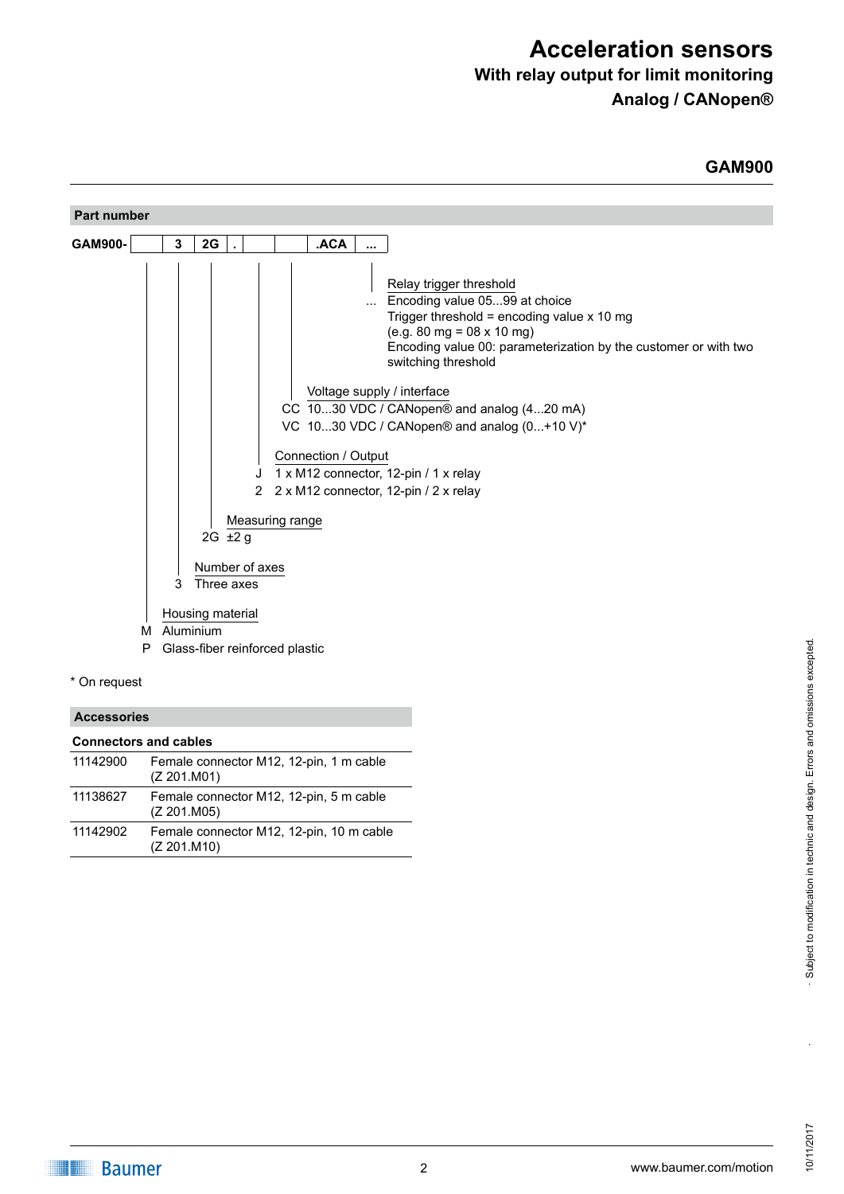# Acceleration sensors

**With relay output for limit monitoring**

**Analog / CANopen®**

## GAM900

### Part number

| GAM900- | | 3 | 2G | . | | | .ACA | ... |
|---|---|---|---|---|---|---|---|---|

**Relay trigger threshold**

... Encoding value 05...99 at choice
Trigger threshold = encoding value x 10 mg
(e.g. 80 mg = 08 x 10 mg)
Encoding value 00: parameterization by the customer or with two switching threshold

**Voltage supply / interface**

- CC 10...30 VDC / CANopen® and analog (4...20 mA)
- VC 10...30 VDC / CANopen® and analog (0...+10 V)*

**Connection / Output**

- J 1 x M12 connector, 12-pin / 1 x relay
- 2 2 x M12 connector, 12-pin / 2 x relay

**Measuring range**

- 2G ±2 g

**Number of axes**

- 3 Three axes

**Housing material**

- M Aluminium
- P Glass-fiber reinforced plastic

\* On request

### Accessories

**Connectors and cables**

| | |
|---|---|
| 11142900 | Female connector M12, 12-pin, 1 m cable (Z 201.M01) |
| 11138627 | Female connector M12, 12-pin, 5 m cable (Z 201.M05) |
| 11142902 | Female connector M12, 12-pin, 10 m cable (Z 201.M10) |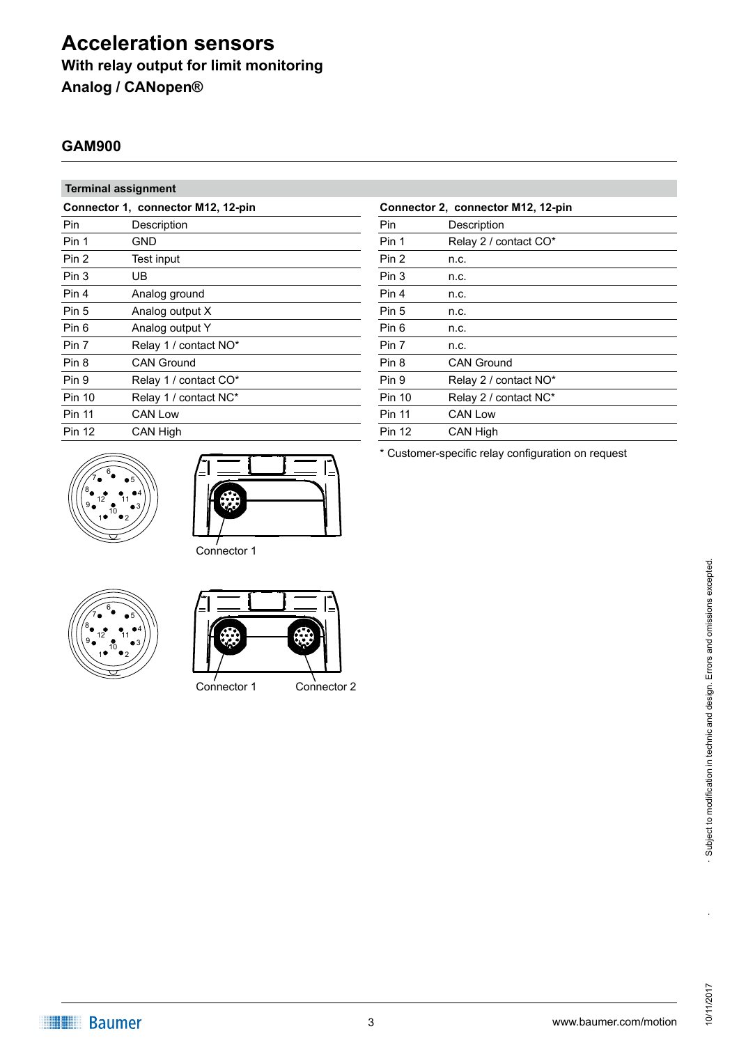# Acceleration sensors

**With relay output for limit monitoring**

**Analog / CANopen®**

## GAM900

**Terminal assignment**

**Connector 1, connector M12, 12-pin**

| Pin | Description |
|---|---|
| Pin 1 | GND |
| Pin 2 | Test input |
| Pin 3 | UB |
| Pin 4 | Analog ground |
| Pin 5 | Analog output X |
| Pin 6 | Analog output Y |
| Pin 7 | Relay 1 / contact NO* |
| Pin 8 | CAN Ground |
| Pin 9 | Relay 1 / contact CO* |
| Pin 10 | Relay 1 / contact NC* |
| Pin 11 | CAN Low |
| Pin 12 | CAN High |

**Connector 2, connector M12, 12-pin**

| Pin | Description |
|---|---|
| Pin 1 | Relay 2 / contact CO* |
| Pin 2 | n.c. |
| Pin 3 | n.c. |
| Pin 4 | n.c. |
| Pin 5 | n.c. |
| Pin 6 | n.c. |
| Pin 7 | n.c. |
| Pin 8 | CAN Ground |
| Pin 9 | Relay 2 / contact NO* |
| Pin 10 | Relay 2 / contact NC* |
| Pin 11 | CAN Low |
| Pin 12 | CAN High |

* Customer-specific relay configuration on request

Connector 1

Connector 1    Connector 2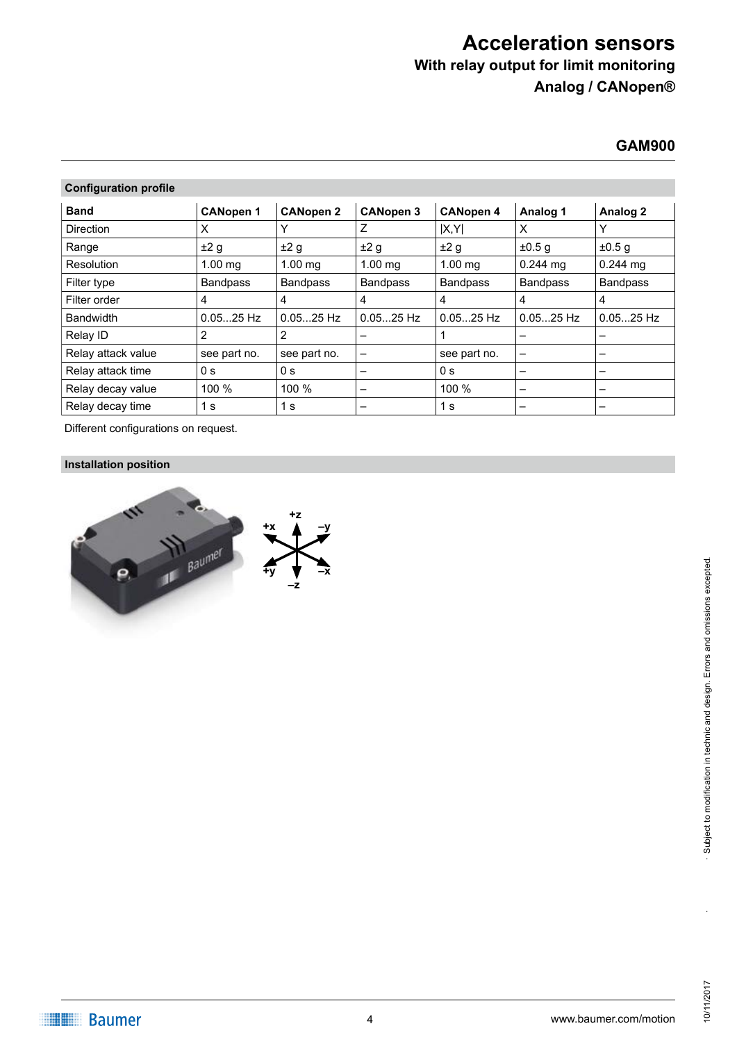# Acceleration sensors

**With relay output for limit monitoring**

**Analog / CANopen®**

## GAM900

### Configuration profile

| Band | CANopen 1 | CANopen 2 | CANopen 3 | CANopen 4 | Analog 1 | Analog 2 |
|---|---|---|---|---|---|---|
| Direction | X | Y | Z | \|X,Y\| | X | Y |
| Range | ±2 g | ±2 g | ±2 g | ±2 g | ±0.5 g | ±0.5 g |
| Resolution | 1.00 mg | 1.00 mg | 1.00 mg | 1.00 mg | 0.244 mg | 0.244 mg |
| Filter type | Bandpass | Bandpass | Bandpass | Bandpass | Bandpass | Bandpass |
| Filter order | 4 | 4 | 4 | 4 | 4 | 4 |
| Bandwidth | 0.05...25 Hz | 0.05...25 Hz | 0.05...25 Hz | 0.05...25 Hz | 0.05...25 Hz | 0.05...25 Hz |
| Relay ID | 2 | 2 | – | 1 | – | – |
| Relay attack value | see part no. | see part no. | – | see part no. | – | – |
| Relay attack time | 0 s | 0 s | – | 0 s | – | – |
| Relay decay value | 100 % | 100 % | – | 100 % | – | – |
| Relay decay time | 1 s | 1 s | – | 1 s | – | – |

Different configurations on request.

### Installation position

+z, –y, +x, +y, –x, –z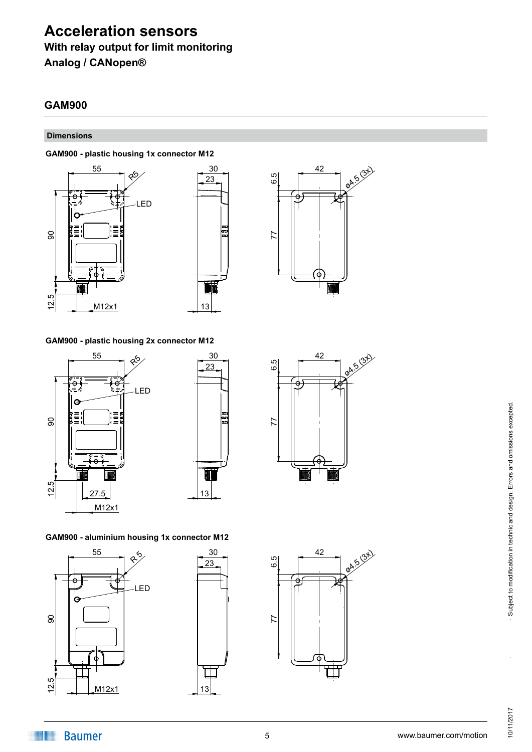# Acceleration sensors

**With relay output for limit monitoring**

**Analog / CANopen®**

## GAM900

### Dimensions

**GAM900 - plastic housing 1x connector M12**

**GAM900 - plastic housing 2x connector M12**

**GAM900 - aluminium housing 1x connector M12**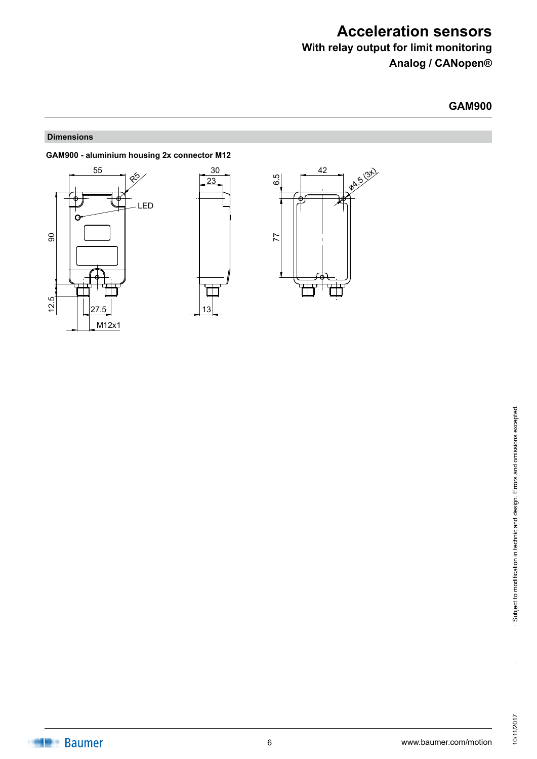# Acceleration sensors

**With relay output for limit monitoring**

**Analog / CANopen®**

## GAM900

### Dimensions

**GAM900 - aluminium housing 2x connector M12**

55
R5
LED
90
12.5
27.5
M12x1
30
23
13
6.5
42
ø4.5 (3x)
77